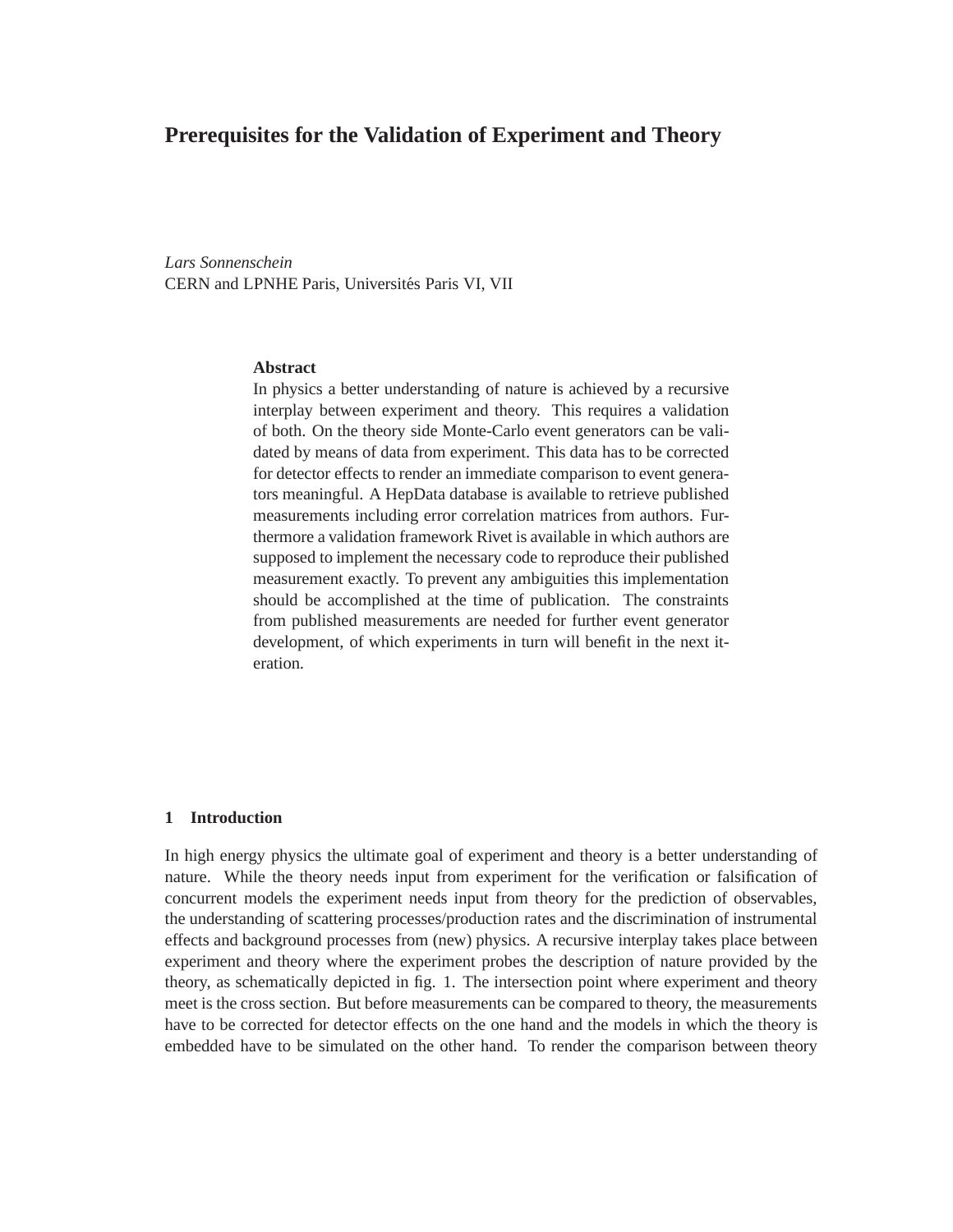# Prerequisites for the Validation of Experiment and Theory

*Lars Sonnenschein*
CERN and LPNHE Paris, Universités Paris VI, VII

**Abstract**

In physics a better understanding of nature is achieved by a recursive interplay between experiment and theory. This requires a validation of both. On the theory side Monte-Carlo event generators can be validated by means of data from experiment. This data has to be corrected for detector effects to render an immediate comparison to event generators meaningful. A HepData database is available to retrieve published measurements including error correlation matrices from authors. Furthermore a validation framework Rivet is available in which authors are supposed to implement the necessary code to reproduce their published measurement exactly. To prevent any ambiguities this implementation should be accomplished at the time of publication. The constraints from published measurements are needed for further event generator development, of which experiments in turn will benefit in the next iteration.

## 1 Introduction

In high energy physics the ultimate goal of experiment and theory is a better understanding of nature. While the theory needs input from experiment for the verification or falsification of concurrent models the experiment needs input from theory for the prediction of observables, the understanding of scattering processes/production rates and the discrimination of instrumental effects and background processes from (new) physics. A recursive interplay takes place between experiment and theory where the experiment probes the description of nature provided by the theory, as schematically depicted in fig. 1. The intersection point where experiment and theory meet is the cross section. But before measurements can be compared to theory, the measurements have to be corrected for detector effects on the one hand and the models in which the theory is embedded have to be simulated on the other hand. To render the comparison between theory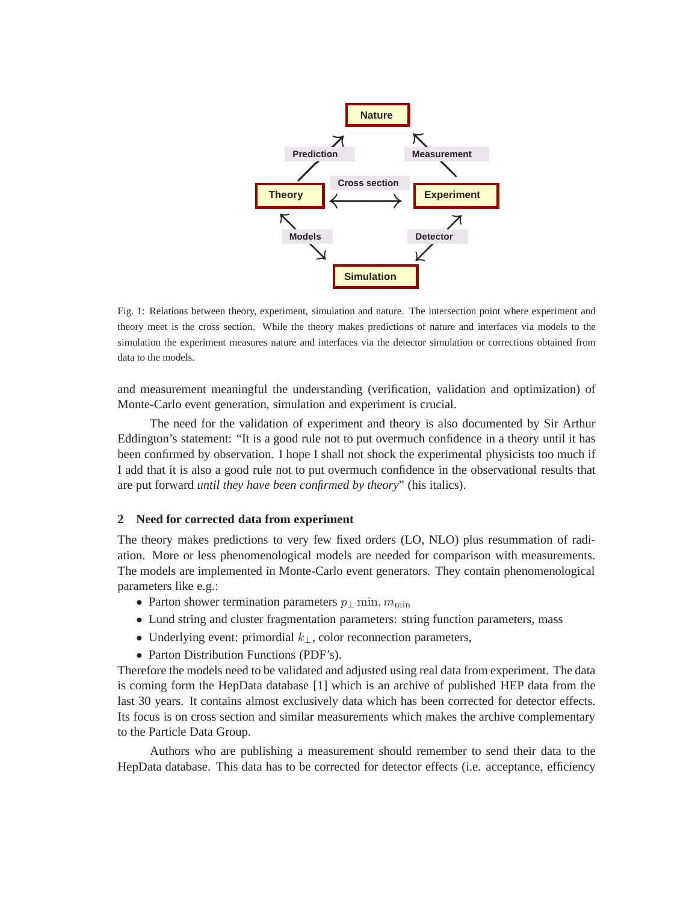Fig. 1: Relations between theory, experiment, simulation and nature. The intersection point where experiment and theory meet is the cross section. While the theory makes predictions of nature and interfaces via models to the simulation the experiment measures nature and interfaces via the detector simulation or corrections obtained from data to the models.

and measurement meaningful the understanding (verification, validation and optimization) of Monte-Carlo event generation, simulation and experiment is crucial.

The need for the validation of experiment and theory is also documented by Sir Arthur Eddington's statement: "It is a good rule not to put overmuch confidence in a theory until it has been confirmed by observation. I hope I shall not shock the experimental physicists too much if I add that it is also a good rule not to put overmuch confidence in the observational results that are put forward *until they have been confirmed by theory*" (his italics).

## 2 Need for corrected data from experiment

The theory makes predictions to very few fixed orders (LO, NLO) plus resummation of radiation. More or less phenomenological models are needed for comparison with measurements. The models are implemented in Monte-Carlo event generators. They contain phenomenological parameters like e.g.:

- Parton shower termination parameters $p_\perp \min, m_{\min}$
- Lund string and cluster fragmentation parameters: string function parameters, mass
- Underlying event: primordial $k_\perp$, color reconnection parameters,
- Parton Distribution Functions (PDF's).

Therefore the models need to be validated and adjusted using real data from experiment. The data is coming form the HepData database [1] which is an archive of published HEP data from the last 30 years. It contains almost exclusively data which has been corrected for detector effects. Its focus is on cross section and similar measurements which makes the archive complementary to the Particle Data Group.

Authors who are publishing a measurement should remember to send their data to the HepData database. This data has to be corrected for detector effects (i.e. acceptance, efficiency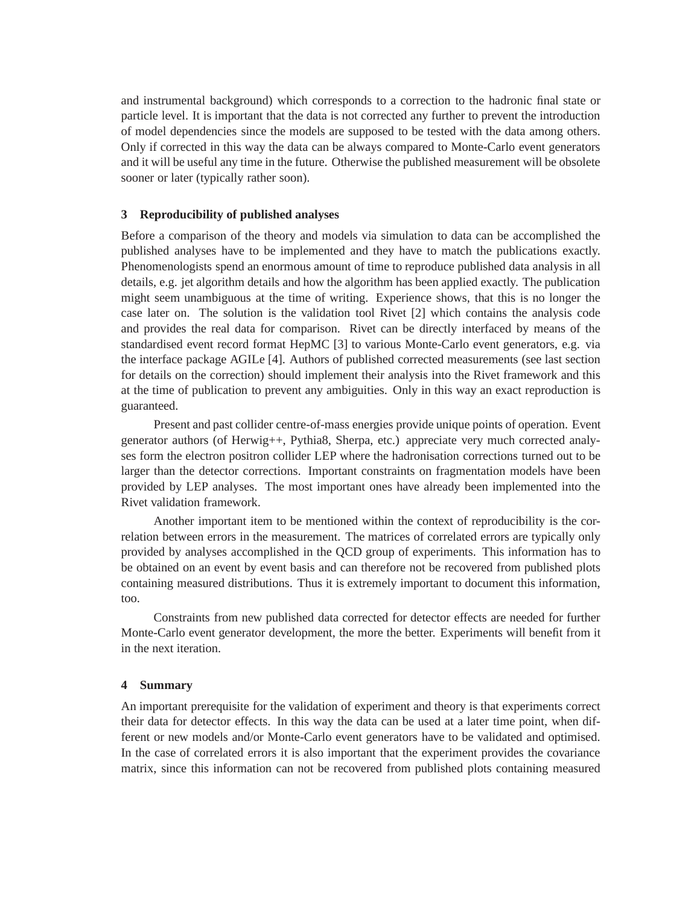and instrumental background) which corresponds to a correction to the hadronic final state or particle level. It is important that the data is not corrected any further to prevent the introduction of model dependencies since the models are supposed to be tested with the data among others. Only if corrected in this way the data can be always compared to Monte-Carlo event generators and it will be useful any time in the future. Otherwise the published measurement will be obsolete sooner or later (typically rather soon).

## 3 Reproducibility of published analyses

Before a comparison of the theory and models via simulation to data can be accomplished the published analyses have to be implemented and they have to match the publications exactly. Phenomenologists spend an enormous amount of time to reproduce published data analysis in all details, e.g. jet algorithm details and how the algorithm has been applied exactly. The publication might seem unambiguous at the time of writing. Experience shows, that this is no longer the case later on. The solution is the validation tool Rivet [2] which contains the analysis code and provides the real data for comparison. Rivet can be directly interfaced by means of the standardised event record format HepMC [3] to various Monte-Carlo event generators, e.g. via the interface package AGILe [4]. Authors of published corrected measurements (see last section for details on the correction) should implement their analysis into the Rivet framework and this at the time of publication to prevent any ambiguities. Only in this way an exact reproduction is guaranteed.

Present and past collider centre-of-mass energies provide unique points of operation. Event generator authors (of Herwig++, Pythia8, Sherpa, etc.) appreciate very much corrected analyses form the electron positron collider LEP where the hadronisation corrections turned out to be larger than the detector corrections. Important constraints on fragmentation models have been provided by LEP analyses. The most important ones have already been implemented into the Rivet validation framework.

Another important item to be mentioned within the context of reproducibility is the correlation between errors in the measurement. The matrices of correlated errors are typically only provided by analyses accomplished in the QCD group of experiments. This information has to be obtained on an event by event basis and can therefore not be recovered from published plots containing measured distributions. Thus it is extremely important to document this information, too.

Constraints from new published data corrected for detector effects are needed for further Monte-Carlo event generator development, the more the better. Experiments will benefit from it in the next iteration.

## 4 Summary

An important prerequisite for the validation of experiment and theory is that experiments correct their data for detector effects. In this way the data can be used at a later time point, when different or new models and/or Monte-Carlo event generators have to be validated and optimised. In the case of correlated errors it is also important that the experiment provides the covariance matrix, since this information can not be recovered from published plots containing measured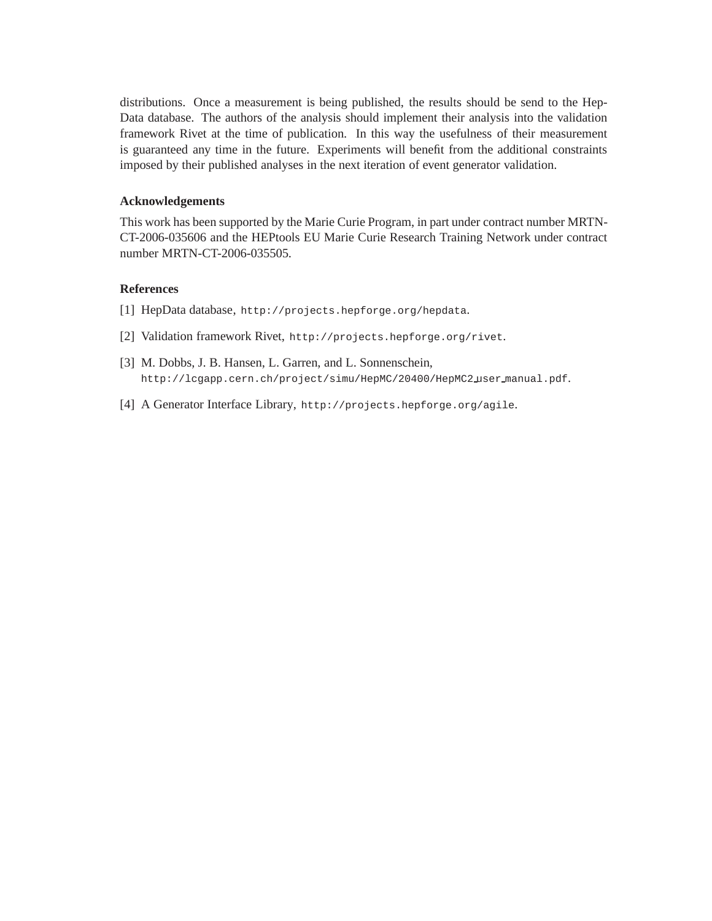distributions. Once a measurement is being published, the results should be send to the HepData database. The authors of the analysis should implement their analysis into the validation framework Rivet at the time of publication. In this way the usefulness of their measurement is guaranteed any time in the future. Experiments will benefit from the additional constraints imposed by their published analyses in the next iteration of event generator validation.

### Acknowledgements

This work has been supported by the Marie Curie Program, in part under contract number MRTN-CT-2006-035606 and the HEPtools EU Marie Curie Research Training Network under contract number MRTN-CT-2006-035505.

### References

[1] HepData database, `http://projects.hepforge.org/hepdata`.

[2] Validation framework Rivet, `http://projects.hepforge.org/rivet`.

[3] M. Dobbs, J. B. Hansen, L. Garren, and L. Sonnenschein, `http://lcgapp.cern.ch/project/simu/HepMC/20400/HepMC2_user_manual.pdf`.

[4] A Generator Interface Library, `http://projects.hepforge.org/agile`.